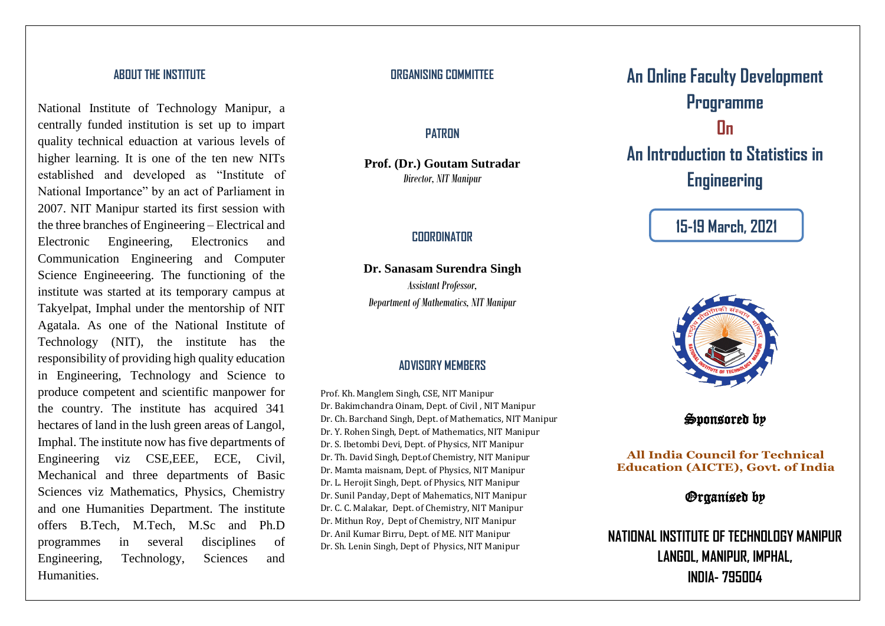## ABOUT THE INSTITUTE

National Institute of Technology Manipur, a centrally funded institution is set up to impart quality technical eduaction at various levels of higher learning. It is one of the ten new NITs established and developed as "Institute of National Importance" by an act of Parliament in 2007. NIT Manipur started its first session with the three branches of Engineering – Electrical and Electronic Engineering, Electronics and Communication Engineering and Computer Science Engineeering. The functioning of the institute was started at its temporary campus at Takyelpat, Imphal under the mentorship of NIT Agatala. As one of the National Institute of Technology (NIT), the institute has the responsibility of providing high quality education in Engineering, Technology and Science to produce competent and scientific manpower for the country. The institute has acquired 341 hectares of land in the lush green areas of Langol, Imphal. The institute now has five departments of Engineering viz CSE,EEE, ECE, Civil, Mechanical and three departments of Basic Sciences viz Mathematics, Physics, Chemistry and one Humanities Department. The institute offers B.Tech, M.Tech, M.Sc and Ph.D programmes in several disciplines of Engineering, Technology, Sciences and Humanities.

## ORGANISING COMMITTEE

### PATRON

**Prof. (Dr.) Goutam Sutradar**
*Director, NIT Manipur*

### COORDINATOR

**Dr. Sanasam Surendra Singh**
*Assistant Professor,*
*Department of Mathematics, NIT Manipur*

### ADVISORY MEMBERS

Prof. Kh. Manglem Singh, CSE, NIT Manipur
Dr. Bakimchandra Oinam, Dept. of Civil , NIT Manipur
Dr. Ch. Barchand Singh, Dept. of Mathematics, NIT Manipur
Dr. Y. Rohen Singh, Dept. of Mathematics, NIT Manipur
Dr. S. Ibetombi Devi, Dept. of Physics, NIT Manipur
Dr. Th. David Singh, Dept.of Chemistry, NIT Manipur
Dr. Mamta maisnam, Dept. of Physics, NIT Manipur
Dr. L. Herojit Singh, Dept. of Physics, NIT Manipur
Dr. Sunil Panday, Dept of Mahematics, NIT Manipur
Dr. C. C. Malakar, Dept. of Chemistry, NIT Manipur
Dr. Mithun Roy, Dept of Chemistry, NIT Manipur
Dr. Anil Kumar Birru, Dept. of ME. NIT Manipur
Dr. Sh. Lenin Singh, Dept of Physics, NIT Manipur

# An Online Faculty Development Programme On An Introduction to Statistics in Engineering

**15-19 March, 2021**

Sponsored by

**All India Council for Technical Education (AICTE), Govt. of India**

Organised by

**NATIONAL INSTITUTE OF TECHNOLOGY MANIPUR**
**LANGOL, MANIPUR, IMPHAL,**
**INDIA- 795004**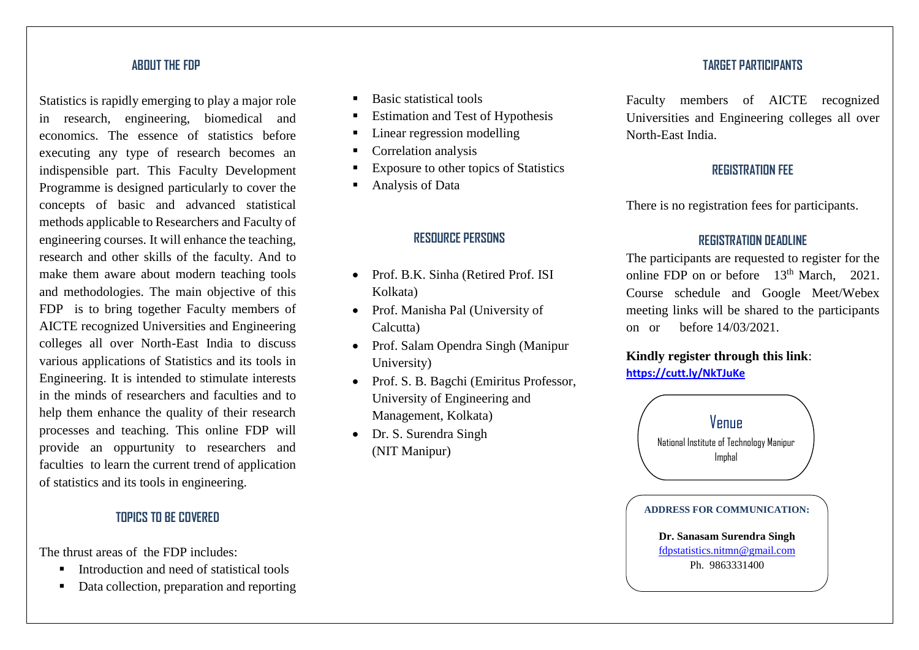## ABOUT THE FDP

Statistics is rapidly emerging to play a major role in research, engineering, biomedical and economics. The essence of statistics before executing any type of research becomes an indispensible part. This Faculty Development Programme is designed particularly to cover the concepts of basic and advanced statistical methods applicable to Researchers and Faculty of engineering courses. It will enhance the teaching, research and other skills of the faculty. And to make them aware about modern teaching tools and methodologies. The main objective of this FDP is to bring together Faculty members of AICTE recognized Universities and Engineering colleges all over North-East India to discuss various applications of Statistics and its tools in Engineering. It is intended to stimulate interests in the minds of researchers and faculties and to help them enhance the quality of their research processes and teaching. This online FDP will provide an oppurtunity to researchers and faculties to learn the current trend of application of statistics and its tools in engineering.

## TOPICS TO BE COVERED

The thrust areas of the FDP includes:

- Introduction and need of statistical tools
- Data collection, preparation and reporting
- Basic statistical tools
- Estimation and Test of Hypothesis
- Linear regression modelling
- Correlation analysis
- Exposure to other topics of Statistics
- Analysis of Data

## RESOURCE PERSONS

- Prof. B.K. Sinha (Retired Prof. ISI Kolkata)
- Prof. Manisha Pal (University of Calcutta)
- Prof. Salam Opendra Singh (Manipur University)
- Prof. S. B. Bagchi (Emiritus Professor, University of Engineering and Management, Kolkata)
- Dr. S. Surendra Singh (NIT Manipur)

## TARGET PARTICIPANTS

Faculty members of AICTE recognized Universities and Engineering colleges all over North-East India.

## REGISTRATION FEE

There is no registration fees for participants.

## REGISTRATION DEADLINE

The participants are requested to register for the online FDP on or before 13th March, 2021. Course schedule and Google Meet/Webex meeting links will be shared to the participants on or before 14/03/2021.

**Kindly register through this link**: **https://cutt.ly/NkTJuKe**

### Venue

National Institute of Technology Manipur
Imphal

**ADDRESS FOR COMMUNICATION:**

**Dr. Sanasam Surendra Singh**
fdpstatistics.nitmn@gmail.com
Ph. 9863331400